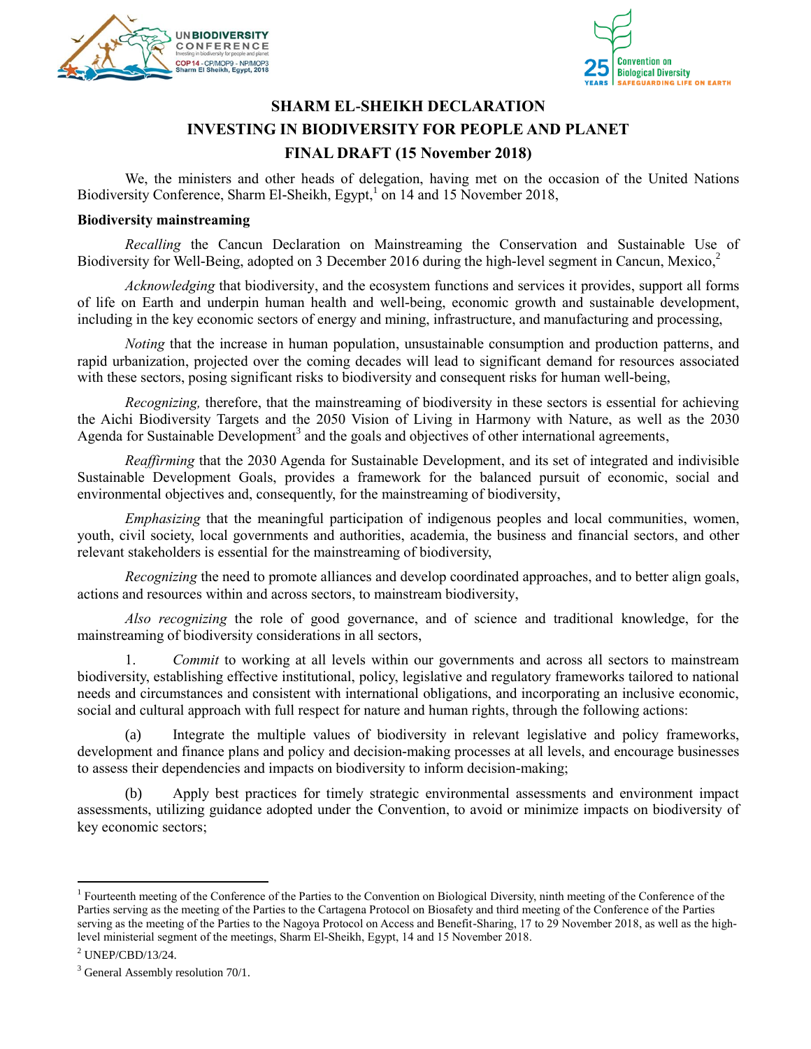# SHARM EL-SHEIKH DECLARATION
# INVESTING IN BIODIVERSITY FOR PEOPLE AND PLANET
# FINAL DRAFT (15 November 2018)

We, the ministers and other heads of delegation, having met on the occasion of the United Nations Biodiversity Conference, Sharm El-Sheikh, Egypt,[1] on 14 and 15 November 2018,

**Biodiversity mainstreaming**

*Recalling* the Cancun Declaration on Mainstreaming the Conservation and Sustainable Use of Biodiversity for Well-Being, adopted on 3 December 2016 during the high-level segment in Cancun, Mexico,[2]

*Acknowledging* that biodiversity, and the ecosystem functions and services it provides, support all forms of life on Earth and underpin human health and well-being, economic growth and sustainable development, including in the key economic sectors of energy and mining, infrastructure, and manufacturing and processing,

*Noting* that the increase in human population, unsustainable consumption and production patterns, and rapid urbanization, projected over the coming decades will lead to significant demand for resources associated with these sectors, posing significant risks to biodiversity and consequent risks for human well-being,

*Recognizing,* therefore, that the mainstreaming of biodiversity in these sectors is essential for achieving the Aichi Biodiversity Targets and the 2050 Vision of Living in Harmony with Nature, as well as the 2030 Agenda for Sustainable Development[3] and the goals and objectives of other international agreements,

*Reaffirming* that the 2030 Agenda for Sustainable Development, and its set of integrated and indivisible Sustainable Development Goals, provides a framework for the balanced pursuit of economic, social and environmental objectives and, consequently, for the mainstreaming of biodiversity,

*Emphasizing* that the meaningful participation of indigenous peoples and local communities, women, youth, civil society, local governments and authorities, academia, the business and financial sectors, and other relevant stakeholders is essential for the mainstreaming of biodiversity,

*Recognizing* the need to promote alliances and develop coordinated approaches, and to better align goals, actions and resources within and across sectors, to mainstream biodiversity,

*Also recognizing* the role of good governance, and of science and traditional knowledge, for the mainstreaming of biodiversity considerations in all sectors,

1. *Commit* to working at all levels within our governments and across all sectors to mainstream biodiversity, establishing effective institutional, policy, legislative and regulatory frameworks tailored to national needs and circumstances and consistent with international obligations, and incorporating an inclusive economic, social and cultural approach with full respect for nature and human rights, through the following actions:

(a) Integrate the multiple values of biodiversity in relevant legislative and policy frameworks, development and finance plans and policy and decision-making processes at all levels, and encourage businesses to assess their dependencies and impacts on biodiversity to inform decision-making;

(b) Apply best practices for timely strategic environmental assessments and environment impact assessments, utilizing guidance adopted under the Convention, to avoid or minimize impacts on biodiversity of key economic sectors;

---

[1] Fourteenth meeting of the Conference of the Parties to the Convention on Biological Diversity, ninth meeting of the Conference of the Parties serving as the meeting of the Parties to the Cartagena Protocol on Biosafety and third meeting of the Conference of the Parties serving as the meeting of the Parties to the Nagoya Protocol on Access and Benefit-Sharing, 17 to 29 November 2018, as well as the high-level ministerial segment of the meetings, Sharm El-Sheikh, Egypt, 14 and 15 November 2018.

[2] UNEP/CBD/13/24.

[3] General Assembly resolution 70/1.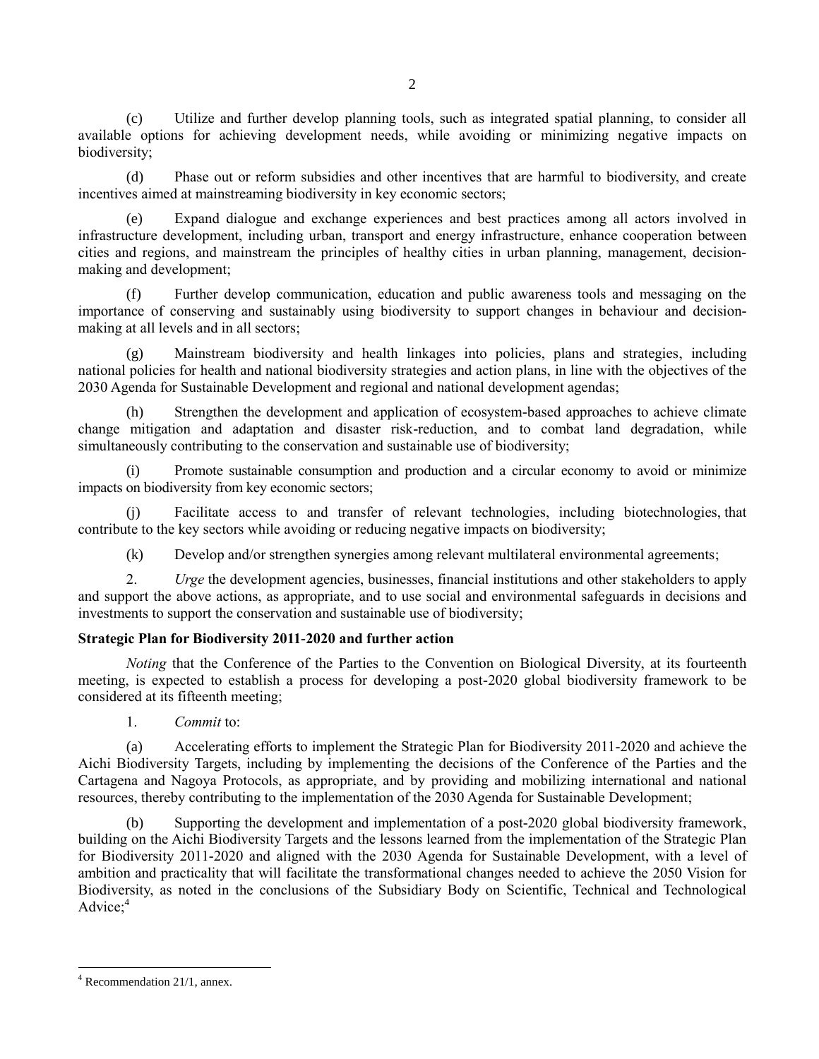(c) Utilize and further develop planning tools, such as integrated spatial planning, to consider all available options for achieving development needs, while avoiding or minimizing negative impacts on biodiversity;

(d) Phase out or reform subsidies and other incentives that are harmful to biodiversity, and create incentives aimed at mainstreaming biodiversity in key economic sectors;

(e) Expand dialogue and exchange experiences and best practices among all actors involved in infrastructure development, including urban, transport and energy infrastructure, enhance cooperation between cities and regions, and mainstream the principles of healthy cities in urban planning, management, decision-making and development;

(f) Further develop communication, education and public awareness tools and messaging on the importance of conserving and sustainably using biodiversity to support changes in behaviour and decision-making at all levels and in all sectors;

(g) Mainstream biodiversity and health linkages into policies, plans and strategies, including national policies for health and national biodiversity strategies and action plans, in line with the objectives of the 2030 Agenda for Sustainable Development and regional and national development agendas;

(h) Strengthen the development and application of ecosystem-based approaches to achieve climate change mitigation and adaptation and disaster risk-reduction, and to combat land degradation, while simultaneously contributing to the conservation and sustainable use of biodiversity;

(i) Promote sustainable consumption and production and a circular economy to avoid or minimize impacts on biodiversity from key economic sectors;

(j) Facilitate access to and transfer of relevant technologies, including biotechnologies, that contribute to the key sectors while avoiding or reducing negative impacts on biodiversity;

(k) Develop and/or strengthen synergies among relevant multilateral environmental agreements;

2. *Urge* the development agencies, businesses, financial institutions and other stakeholders to apply and support the above actions, as appropriate, and to use social and environmental safeguards in decisions and investments to support the conservation and sustainable use of biodiversity;

**Strategic Plan for Biodiversity 2011-2020 and further action**

*Noting* that the Conference of the Parties to the Convention on Biological Diversity, at its fourteenth meeting, is expected to establish a process for developing a post-2020 global biodiversity framework to be considered at its fifteenth meeting;

1. *Commit* to:

(a) Accelerating efforts to implement the Strategic Plan for Biodiversity 2011-2020 and achieve the Aichi Biodiversity Targets, including by implementing the decisions of the Conference of the Parties and the Cartagena and Nagoya Protocols, as appropriate, and by providing and mobilizing international and national resources, thereby contributing to the implementation of the 2030 Agenda for Sustainable Development;

(b) Supporting the development and implementation of a post-2020 global biodiversity framework, building on the Aichi Biodiversity Targets and the lessons learned from the implementation of the Strategic Plan for Biodiversity 2011-2020 and aligned with the 2030 Agenda for Sustainable Development, with a level of ambition and practicality that will facilitate the transformational changes needed to achieve the 2050 Vision for Biodiversity, as noted in the conclusions of the Subsidiary Body on Scientific, Technical and Technological Advice;[4]

---

[4] Recommendation 21/1, annex.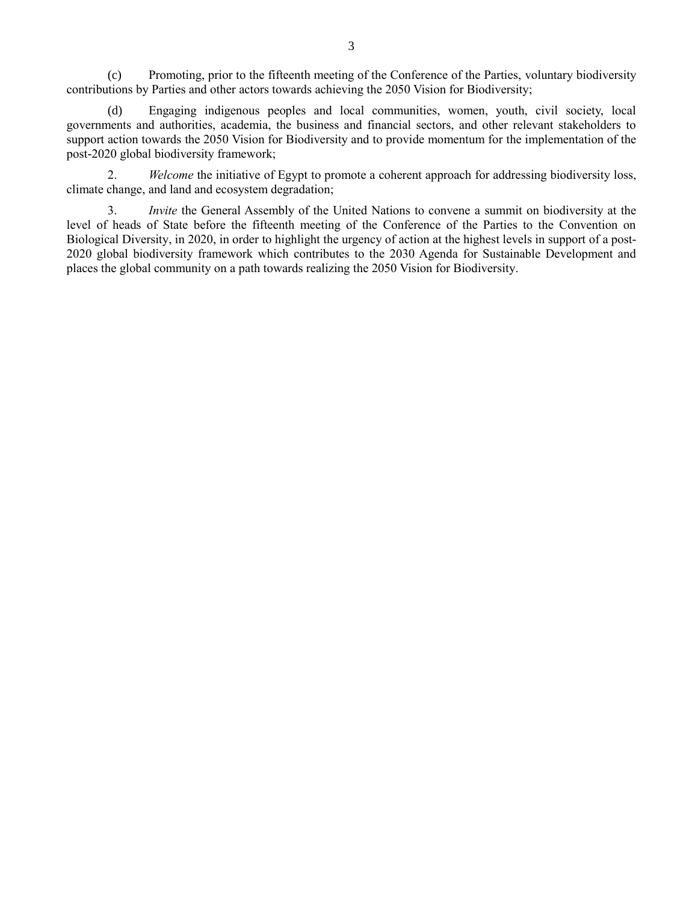(c) Promoting, prior to the fifteenth meeting of the Conference of the Parties, voluntary biodiversity contributions by Parties and other actors towards achieving the 2050 Vision for Biodiversity;

(d) Engaging indigenous peoples and local communities, women, youth, civil society, local governments and authorities, academia, the business and financial sectors, and other relevant stakeholders to support action towards the 2050 Vision for Biodiversity and to provide momentum for the implementation of the post-2020 global biodiversity framework;

2. *Welcome* the initiative of Egypt to promote a coherent approach for addressing biodiversity loss, climate change, and land and ecosystem degradation;

3. *Invite* the General Assembly of the United Nations to convene a summit on biodiversity at the level of heads of State before the fifteenth meeting of the Conference of the Parties to the Convention on Biological Diversity, in 2020, in order to highlight the urgency of action at the highest levels in support of a post-2020 global biodiversity framework which contributes to the 2030 Agenda for Sustainable Development and places the global community on a path towards realizing the 2050 Vision for Biodiversity.